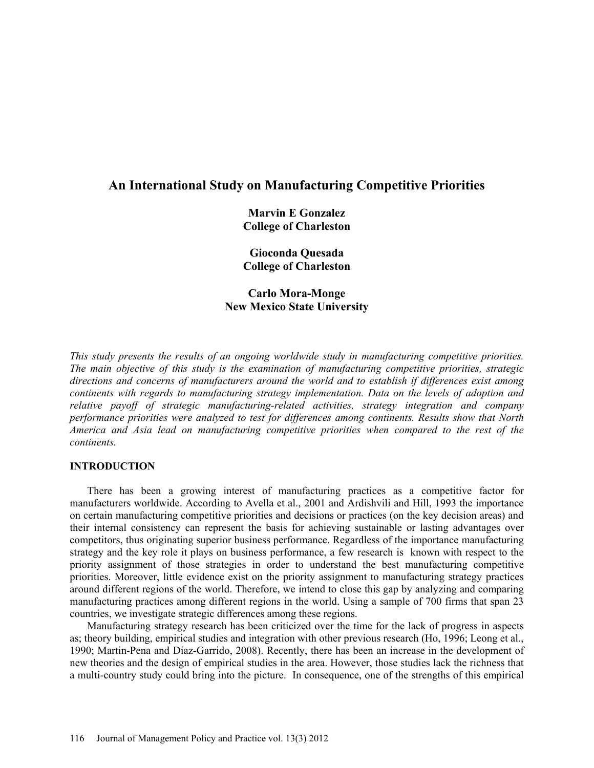# An International Study on Manufacturing Competitive Priorities

**Marvin E Gonzalez**
**College of Charleston**

**Gioconda Quesada**
**College of Charleston**

**Carlo Mora-Monge**
**New Mexico State University**

*This study presents the results of an ongoing worldwide study in manufacturing competitive priorities. The main objective of this study is the examination of manufacturing competitive priorities, strategic directions and concerns of manufacturers around the world and to establish if differences exist among continents with regards to manufacturing strategy implementation. Data on the levels of adoption and relative payoff of strategic manufacturing-related activities, strategy integration and company performance priorities were analyzed to test for differences among continents. Results show that North America and Asia lead on manufacturing competitive priorities when compared to the rest of the continents.*

## INTRODUCTION

There has been a growing interest of manufacturing practices as a competitive factor for manufacturers worldwide. According to Avella et al., 2001 and Ardishvili and Hill, 1993 the importance on certain manufacturing competitive priorities and decisions or practices (on the key decision areas) and their internal consistency can represent the basis for achieving sustainable or lasting advantages over competitors, thus originating superior business performance. Regardless of the importance manufacturing strategy and the key role it plays on business performance, a few research is known with respect to the priority assignment of those strategies in order to understand the best manufacturing competitive priorities. Moreover, little evidence exist on the priority assignment to manufacturing strategy practices around different regions of the world. Therefore, we intend to close this gap by analyzing and comparing manufacturing practices among different regions in the world. Using a sample of 700 firms that span 23 countries, we investigate strategic differences among these regions.

Manufacturing strategy research has been criticized over the time for the lack of progress in aspects as; theory building, empirical studies and integration with other previous research (Ho, 1996; Leong et al., 1990; Martin-Pena and Diaz-Garrido, 2008). Recently, there has been an increase in the development of new theories and the design of empirical studies in the area. However, those studies lack the richness that a multi-country study could bring into the picture. In consequence, one of the strengths of this empirical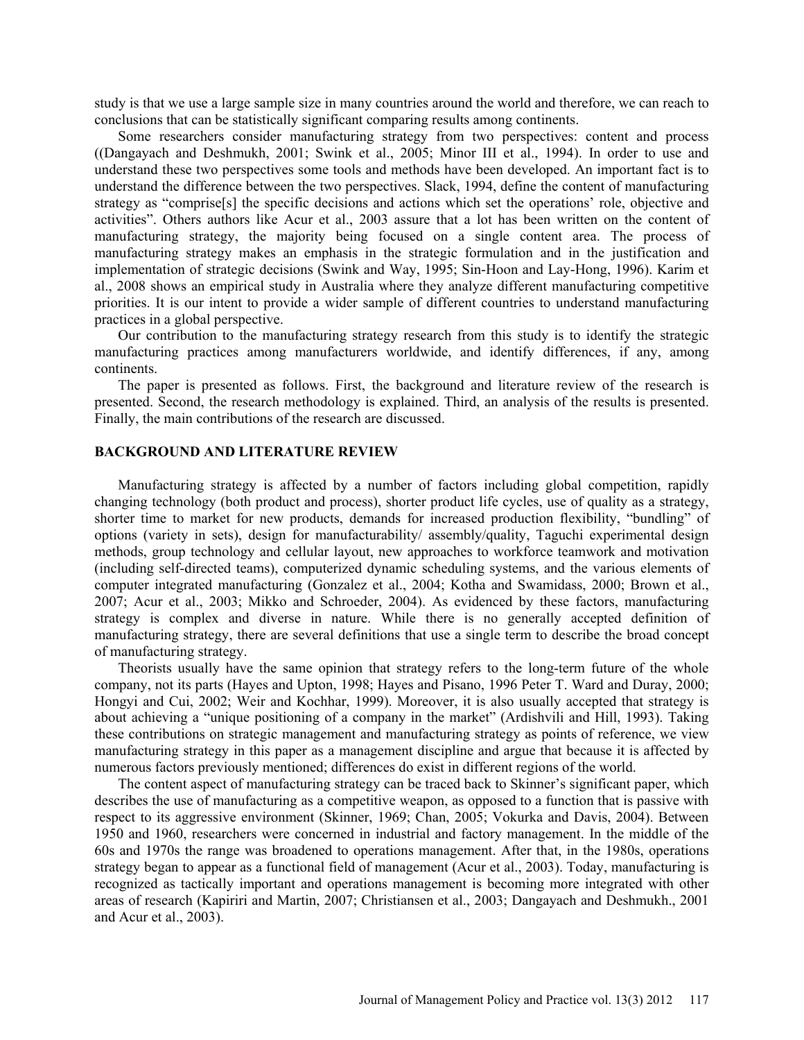study is that we use a large sample size in many countries around the world and therefore, we can reach to conclusions that can be statistically significant comparing results among continents.

Some researchers consider manufacturing strategy from two perspectives: content and process ((Dangayach and Deshmukh, 2001; Swink et al., 2005; Minor III et al., 1994). In order to use and understand these two perspectives some tools and methods have been developed. An important fact is to understand the difference between the two perspectives. Slack, 1994, define the content of manufacturing strategy as "comprise[s] the specific decisions and actions which set the operations' role, objective and activities". Others authors like Acur et al., 2003 assure that a lot has been written on the content of manufacturing strategy, the majority being focused on a single content area. The process of manufacturing strategy makes an emphasis in the strategic formulation and in the justification and implementation of strategic decisions (Swink and Way, 1995; Sin-Hoon and Lay-Hong, 1996). Karim et al., 2008 shows an empirical study in Australia where they analyze different manufacturing competitive priorities. It is our intent to provide a wider sample of different countries to understand manufacturing practices in a global perspective.

Our contribution to the manufacturing strategy research from this study is to identify the strategic manufacturing practices among manufacturers worldwide, and identify differences, if any, among continents.

The paper is presented as follows. First, the background and literature review of the research is presented. Second, the research methodology is explained. Third, an analysis of the results is presented. Finally, the main contributions of the research are discussed.

## BACKGROUND AND LITERATURE REVIEW

Manufacturing strategy is affected by a number of factors including global competition, rapidly changing technology (both product and process), shorter product life cycles, use of quality as a strategy, shorter time to market for new products, demands for increased production flexibility, "bundling" of options (variety in sets), design for manufacturability/ assembly/quality, Taguchi experimental design methods, group technology and cellular layout, new approaches to workforce teamwork and motivation (including self-directed teams), computerized dynamic scheduling systems, and the various elements of computer integrated manufacturing (Gonzalez et al., 2004; Kotha and Swamidass, 2000; Brown et al., 2007; Acur et al., 2003; Mikko and Schroeder, 2004). As evidenced by these factors, manufacturing strategy is complex and diverse in nature. While there is no generally accepted definition of manufacturing strategy, there are several definitions that use a single term to describe the broad concept of manufacturing strategy.

Theorists usually have the same opinion that strategy refers to the long-term future of the whole company, not its parts (Hayes and Upton, 1998; Hayes and Pisano, 1996 Peter T. Ward and Duray, 2000; Hongyi and Cui, 2002; Weir and Kochhar, 1999). Moreover, it is also usually accepted that strategy is about achieving a "unique positioning of a company in the market" (Ardishvili and Hill, 1993). Taking these contributions on strategic management and manufacturing strategy as points of reference, we view manufacturing strategy in this paper as a management discipline and argue that because it is affected by numerous factors previously mentioned; differences do exist in different regions of the world.

The content aspect of manufacturing strategy can be traced back to Skinner's significant paper, which describes the use of manufacturing as a competitive weapon, as opposed to a function that is passive with respect to its aggressive environment (Skinner, 1969; Chan, 2005; Vokurka and Davis, 2004). Between 1950 and 1960, researchers were concerned in industrial and factory management. In the middle of the 60s and 1970s the range was broadened to operations management. After that, in the 1980s, operations strategy began to appear as a functional field of management (Acur et al., 2003). Today, manufacturing is recognized as tactically important and operations management is becoming more integrated with other areas of research (Kapiriri and Martin, 2007; Christiansen et al., 2003; Dangayach and Deshmukh., 2001 and Acur et al., 2003).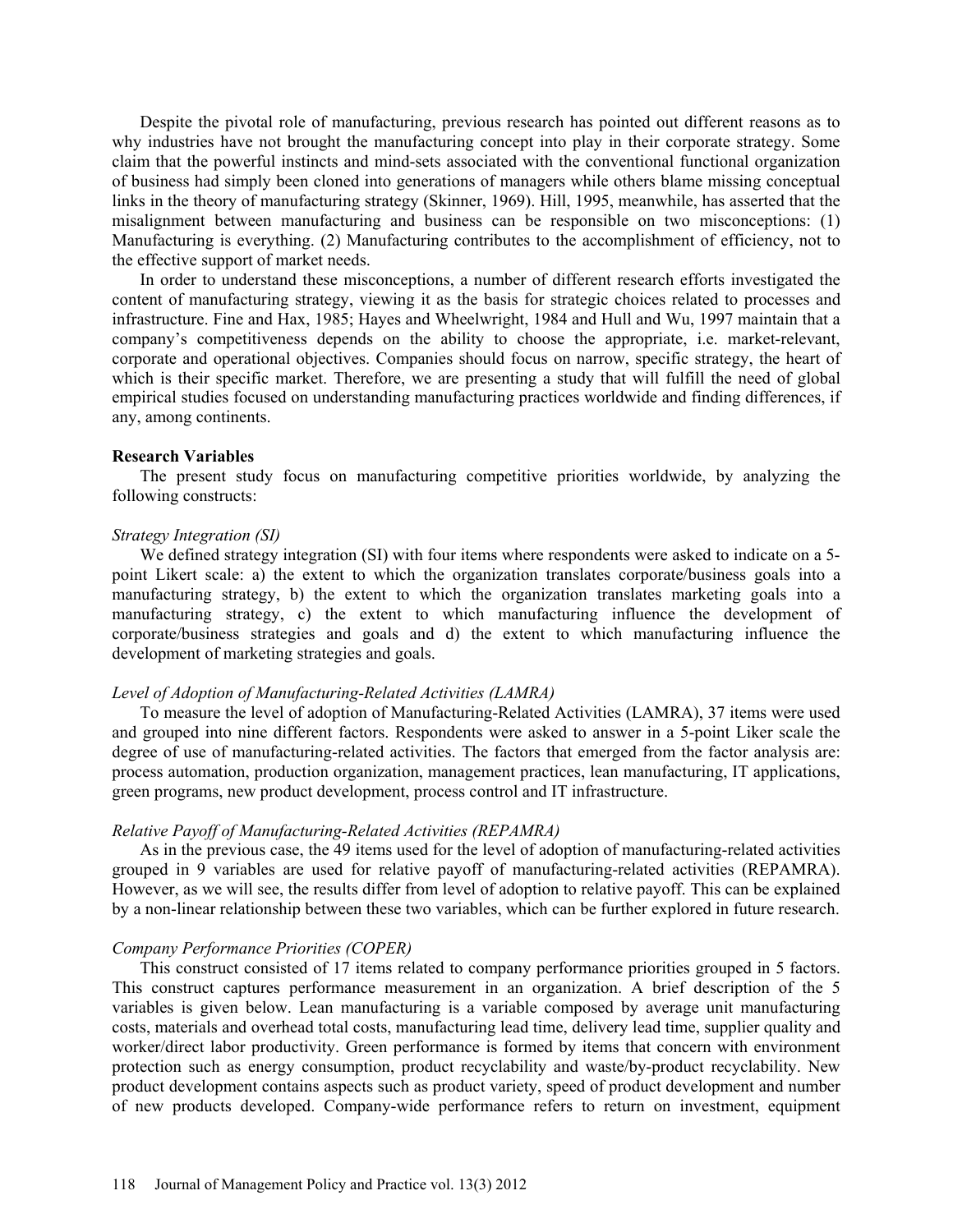Despite the pivotal role of manufacturing, previous research has pointed out different reasons as to why industries have not brought the manufacturing concept into play in their corporate strategy. Some claim that the powerful instincts and mind-sets associated with the conventional functional organization of business had simply been cloned into generations of managers while others blame missing conceptual links in the theory of manufacturing strategy (Skinner, 1969). Hill, 1995, meanwhile, has asserted that the misalignment between manufacturing and business can be responsible on two misconceptions: (1) Manufacturing is everything. (2) Manufacturing contributes to the accomplishment of efficiency, not to the effective support of market needs.

In order to understand these misconceptions, a number of different research efforts investigated the content of manufacturing strategy, viewing it as the basis for strategic choices related to processes and infrastructure. Fine and Hax, 1985; Hayes and Wheelwright, 1984 and Hull and Wu, 1997 maintain that a company's competitiveness depends on the ability to choose the appropriate, i.e. market-relevant, corporate and operational objectives. Companies should focus on narrow, specific strategy, the heart of which is their specific market. Therefore, we are presenting a study that will fulfill the need of global empirical studies focused on understanding manufacturing practices worldwide and finding differences, if any, among continents.

### Research Variables

The present study focus on manufacturing competitive priorities worldwide, by analyzing the following constructs:

*Strategy Integration (SI)*

We defined strategy integration (SI) with four items where respondents were asked to indicate on a 5-point Likert scale: a) the extent to which the organization translates corporate/business goals into a manufacturing strategy, b) the extent to which the organization translates marketing goals into a manufacturing strategy, c) the extent to which manufacturing influence the development of corporate/business strategies and goals and d) the extent to which manufacturing influence the development of marketing strategies and goals.

*Level of Adoption of Manufacturing-Related Activities (LAMRA)*

To measure the level of adoption of Manufacturing-Related Activities (LAMRA), 37 items were used and grouped into nine different factors. Respondents were asked to answer in a 5-point Liker scale the degree of use of manufacturing-related activities. The factors that emerged from the factor analysis are: process automation, production organization, management practices, lean manufacturing, IT applications, green programs, new product development, process control and IT infrastructure.

*Relative Payoff of Manufacturing-Related Activities (REPAMRA)*

As in the previous case, the 49 items used for the level of adoption of manufacturing-related activities grouped in 9 variables are used for relative payoff of manufacturing-related activities (REPAMRA). However, as we will see, the results differ from level of adoption to relative payoff. This can be explained by a non-linear relationship between these two variables, which can be further explored in future research.

*Company Performance Priorities (COPER)*

This construct consisted of 17 items related to company performance priorities grouped in 5 factors. This construct captures performance measurement in an organization. A brief description of the 5 variables is given below. Lean manufacturing is a variable composed by average unit manufacturing costs, materials and overhead total costs, manufacturing lead time, delivery lead time, supplier quality and worker/direct labor productivity. Green performance is formed by items that concern with environment protection such as energy consumption, product recyclability and waste/by-product recyclability. New product development contains aspects such as product variety, speed of product development and number of new products developed. Company-wide performance refers to return on investment, equipment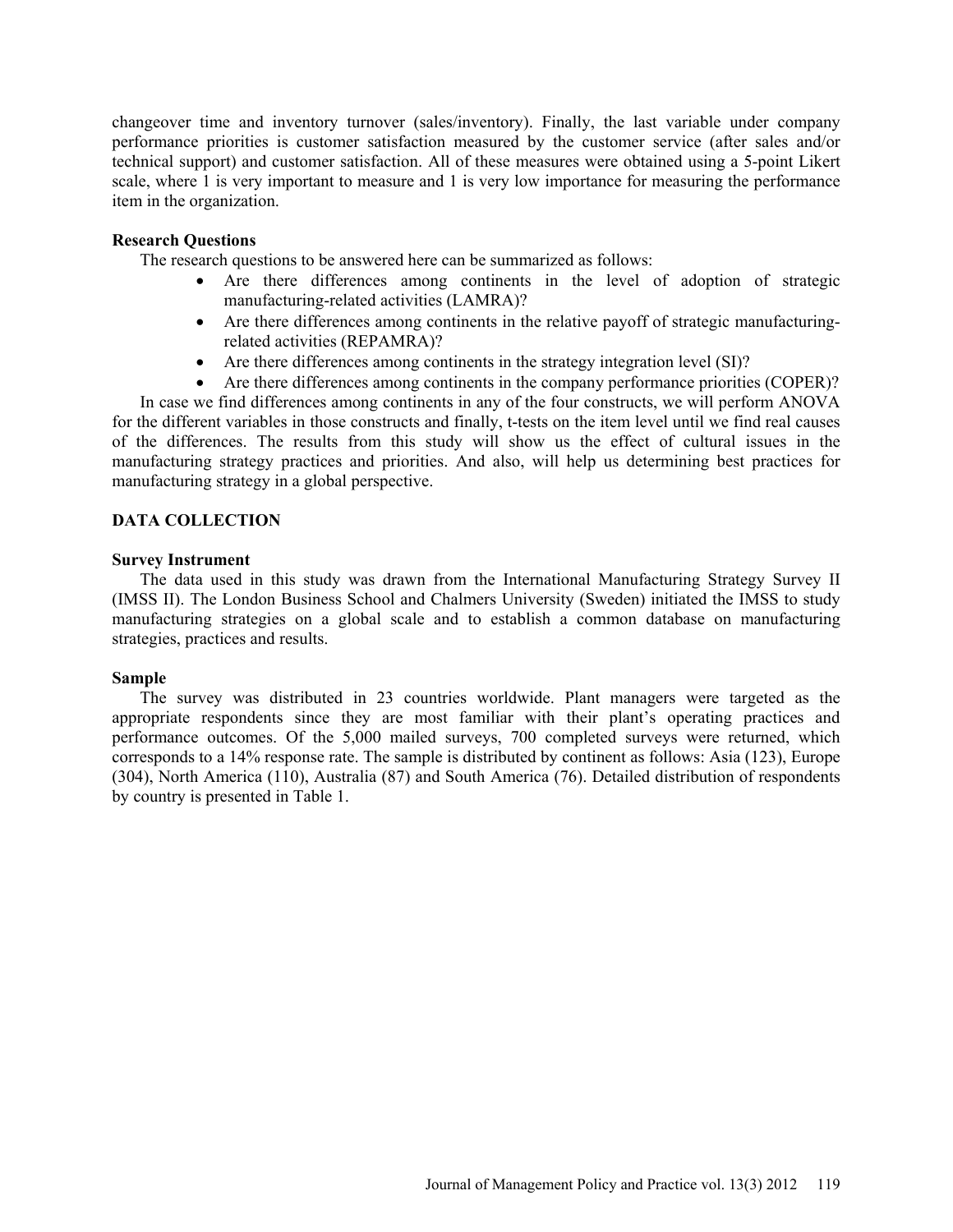changeover time and inventory turnover (sales/inventory). Finally, the last variable under company performance priorities is customer satisfaction measured by the customer service (after sales and/or technical support) and customer satisfaction. All of these measures were obtained using a 5-point Likert scale, where 1 is very important to measure and 1 is very low importance for measuring the performance item in the organization.

### Research Questions

The research questions to be answered here can be summarized as follows:

- Are there differences among continents in the level of adoption of strategic manufacturing-related activities (LAMRA)?
- Are there differences among continents in the relative payoff of strategic manufacturing-related activities (REPAMRA)?
- Are there differences among continents in the strategy integration level (SI)?
- Are there differences among continents in the company performance priorities (COPER)?

In case we find differences among continents in any of the four constructs, we will perform ANOVA for the different variables in those constructs and finally, t-tests on the item level until we find real causes of the differences. The results from this study will show us the effect of cultural issues in the manufacturing strategy practices and priorities. And also, will help us determining best practices for manufacturing strategy in a global perspective.

## DATA COLLECTION

### Survey Instrument

The data used in this study was drawn from the International Manufacturing Strategy Survey II (IMSS II). The London Business School and Chalmers University (Sweden) initiated the IMSS to study manufacturing strategies on a global scale and to establish a common database on manufacturing strategies, practices and results.

### Sample

The survey was distributed in 23 countries worldwide. Plant managers were targeted as the appropriate respondents since they are most familiar with their plant's operating practices and performance outcomes. Of the 5,000 mailed surveys, 700 completed surveys were returned, which corresponds to a 14% response rate. The sample is distributed by continent as follows: Asia (123), Europe (304), North America (110), Australia (87) and South America (76). Detailed distribution of respondents by country is presented in Table 1.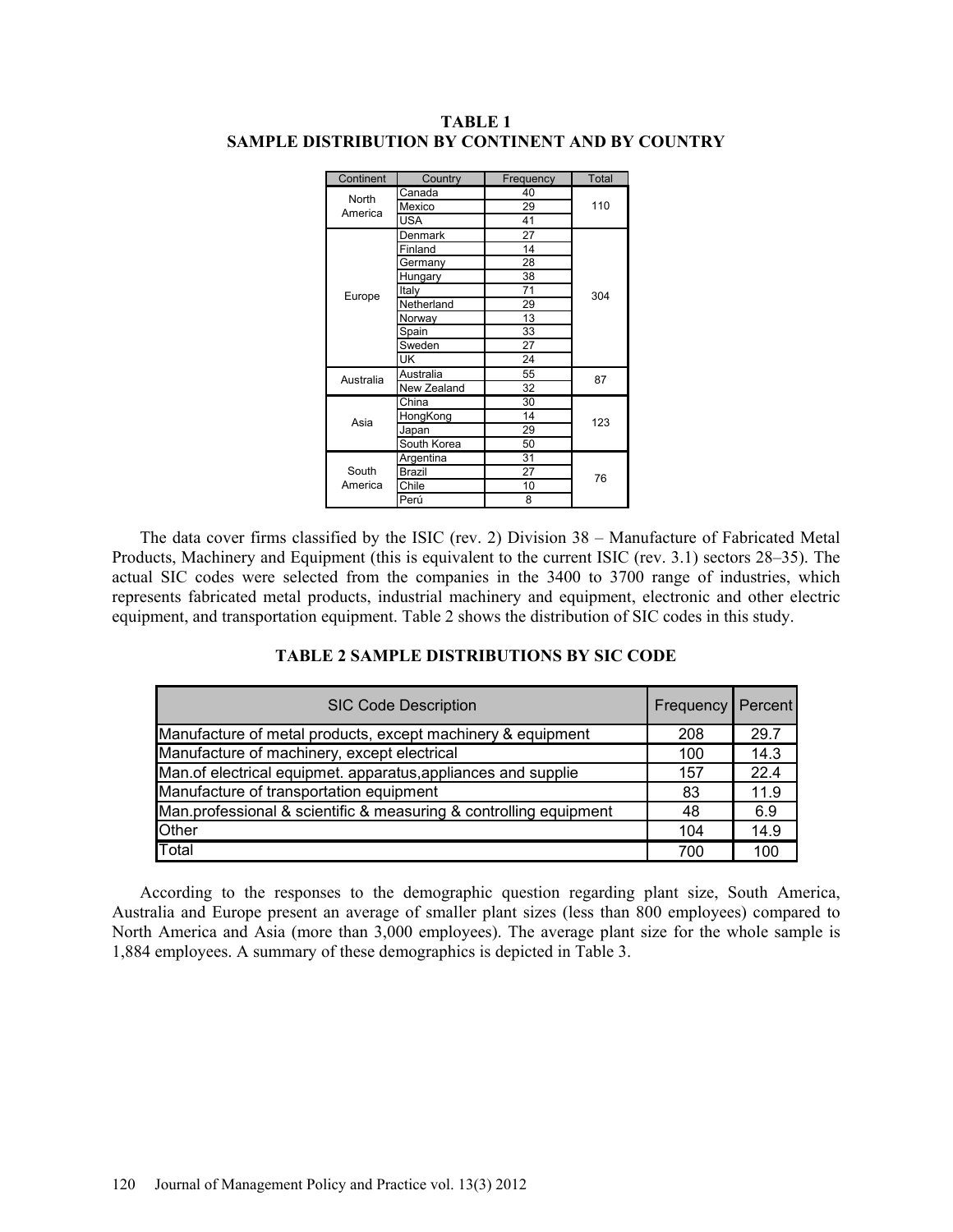**TABLE 1**
**SAMPLE DISTRIBUTION BY CONTINENT AND BY COUNTRY**

| Continent | Country | Frequency | Total |
|---|---|---|---|
| North America | Canada | 40 | 110 |
| | Mexico | 29 | |
| | USA | 41 | |
| Europe | Denmark | 27 | 304 |
| | Finland | 14 | |
| | Germany | 28 | |
| | Hungary | 38 | |
| | Italy | 71 | |
| | Netherland | 29 | |
| | Norway | 13 | |
| | Spain | 33 | |
| | Sweden | 27 | |
| | UK | 24 | |
| Australia | Australia | 55 | 87 |
| | New Zealand | 32 | |
| Asia | China | 30 | 123 |
| | HongKong | 14 | |
| | Japan | 29 | |
| | South Korea | 50 | |
| South America | Argentina | 31 | 76 |
| | Brazil | 27 | |
| | Chile | 10 | |
| | Perú | 8 | |

The data cover firms classified by the ISIC (rev. 2) Division 38 – Manufacture of Fabricated Metal Products, Machinery and Equipment (this is equivalent to the current ISIC (rev. 3.1) sectors 28–35). The actual SIC codes were selected from the companies in the 3400 to 3700 range of industries, which represents fabricated metal products, industrial machinery and equipment, electronic and other electric equipment, and transportation equipment. Table 2 shows the distribution of SIC codes in this study.

**TABLE 2 SAMPLE DISTRIBUTIONS BY SIC CODE**

| SIC Code Description | Frequency | Percent |
|---|---|---|
| Manufacture of metal products, except machinery & equipment | 208 | 29.7 |
| Manufacture of machinery, except electrical | 100 | 14.3 |
| Man.of electrical equipmet. apparatus,appliances and supplie | 157 | 22.4 |
| Manufacture of transportation equipment | 83 | 11.9 |
| Man.professional & scientific & measuring & controlling equipment | 48 | 6.9 |
| Other | 104 | 14.9 |
| Total | 700 | 100 |

According to the responses to the demographic question regarding plant size, South America, Australia and Europe present an average of smaller plant sizes (less than 800 employees) compared to North America and Asia (more than 3,000 employees). The average plant size for the whole sample is 1,884 employees. A summary of these demographics is depicted in Table 3.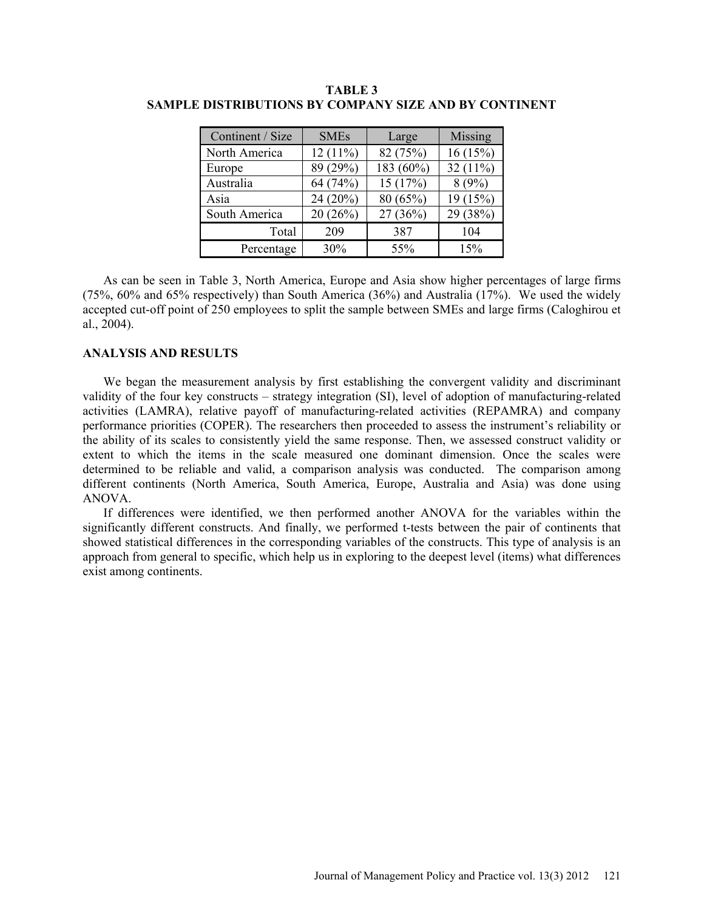**TABLE 3**
**SAMPLE DISTRIBUTIONS BY COMPANY SIZE AND BY CONTINENT**

| Continent / Size | SMEs | Large | Missing |
|---|---|---|---|
| North America | 12 (11%) | 82 (75%) | 16 (15%) |
| Europe | 89 (29%) | 183 (60%) | 32 (11%) |
| Australia | 64 (74%) | 15 (17%) | 8 (9%) |
| Asia | 24 (20%) | 80 (65%) | 19 (15%) |
| South America | 20 (26%) | 27 (36%) | 29 (38%) |
| Total | 209 | 387 | 104 |
| Percentage | 30% | 55% | 15% |

As can be seen in Table 3, North America, Europe and Asia show higher percentages of large firms (75%, 60% and 65% respectively) than South America (36%) and Australia (17%). We used the widely accepted cut-off point of 250 employees to split the sample between SMEs and large firms (Caloghirou et al., 2004).

## ANALYSIS AND RESULTS

We began the measurement analysis by first establishing the convergent validity and discriminant validity of the four key constructs – strategy integration (SI), level of adoption of manufacturing-related activities (LAMRA), relative payoff of manufacturing-related activities (REPAMRA) and company performance priorities (COPER). The researchers then proceeded to assess the instrument's reliability or the ability of its scales to consistently yield the same response. Then, we assessed construct validity or extent to which the items in the scale measured one dominant dimension. Once the scales were determined to be reliable and valid, a comparison analysis was conducted. The comparison among different continents (North America, South America, Europe, Australia and Asia) was done using ANOVA.

If differences were identified, we then performed another ANOVA for the variables within the significantly different constructs. And finally, we performed t-tests between the pair of continents that showed statistical differences in the corresponding variables of the constructs. This type of analysis is an approach from general to specific, which help us in exploring to the deepest level (items) what differences exist among continents.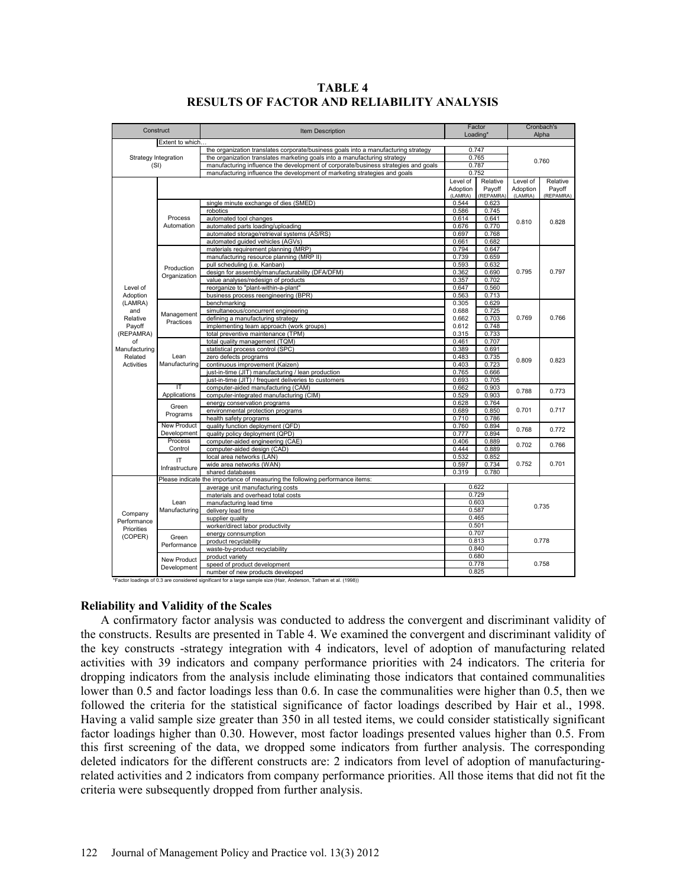**TABLE 4**
**RESULTS OF FACTOR AND RELIABILITY ANALYSIS**

| Construct | | Item Description | Factor Loading* | | Cronbach's Alpha | |
|---|---|---|---|---|---|---|
| Strategy Integration (SI) | Extent to which… | | | | | |
| | | the organization translates corporate/business goals into a manufacturing strategy | 0.747 | | 0.760 | |
| | | the organization translates marketing goals into a manufacturing strategy | 0.765 | | | |
| | | manufacturing influence the development of corporate/business strategies and goals | 0.787 | | | |
| | | manufacturing influence the development of marketing strategies and goals | 0.752 | | | |
| Level of Adoption (LAMRA) and Relative Payoff (REPAMRA) of Manufacturing Related Activities | | | Level of Adoption (LAMRA) | Relative Payoff (REPAMRA) | Level of Adoption (LAMRA) | Relative Payoff (REPAMRA) |
| | Process Automation | single minute exchange of dies (SMED) | 0.544 | 0.623 | 0.810 | 0.828 |
| | | robotics | 0.586 | 0.745 | | |
| | | automated tool changes | 0.614 | 0.641 | | |
| | | automated parts loading/uploading | 0.676 | 0.770 | | |
| | | automated storage/retrieval systems (AS/RS) | 0.697 | 0.768 | | |
| | | automated guided vehicles (AGVs) | 0.661 | 0.682 | | |
| | Production Organization | materials requirement planning (MRP) | 0.794 | 0.647 | 0.795 | 0.797 |
| | | manufacturing resource planning (MRP II) | 0.739 | 0.659 | | |
| | | pull scheduling (i.e. Kanban) | 0.593 | 0.632 | | |
| | | design for assembly/manufacturability (DFA/DFM) | 0.362 | 0.690 | | |
| | | value analyses/redesign of products | 0.357 | 0.702 | | |
| | | reorganize to "plant-within-a-plant" | 0.647 | 0.560 | | |
| | | business process reengineering (BPR) | 0.563 | 0.713 | | |
| | Management Practices | benchmarking | 0.305 | 0.629 | 0.769 | 0.766 |
| | | simultaneous/concurrent engineering | 0.688 | 0.725 | | |
| | | defining a manufacturing strategy | 0.662 | 0.703 | | |
| | | implementing team approach (work groups) | 0.612 | 0.748 | | |
| | | total preventive maintenance (TPM) | 0.315 | 0.733 | | |
| | Lean Manufacturing | total quality management (TQM) | 0.461 | 0.707 | 0.809 | 0.823 |
| | | statistical process control (SPC) | 0.389 | 0.691 | | |
| | | zero defects programs | 0.483 | 0.735 | | |
| | | continuous improvement (Kaizen) | 0.403 | 0.723 | | |
| | | just-in-time (JIT) manufacturing / lean production | 0.765 | 0.666 | | |
| | | just-in-time (JIT) / frequent deliveries to customers | 0.693 | 0.705 | | |
| | IT Applications | computer-aided manufacturing (CAM) | 0.662 | 0.903 | 0.788 | 0.773 |
| | | computer-integrated manufacturing (CIM) | 0.529 | 0.903 | | |
| | Green Programs | energy conservation programs | 0.628 | 0.764 | 0.701 | 0.717 |
| | | environmental protection programs | 0.689 | 0.850 | | |
| | | health safety programs | 0.710 | 0.786 | | |
| | New Product Development | quality function deployment (QFD) | 0.760 | 0.894 | 0.768 | 0.772 |
| | | quality policy deployment (QPD) | 0.777 | 0.894 | | |
| | Process Control | computer-aided engineering (CAE) | 0.406 | 0.889 | 0.702 | 0.766 |
| | | computer-aided design (CAD) | 0.444 | 0.889 | | |
| | IT Infrastructure | local area networks (LAN) | 0.532 | 0.852 | 0.752 | 0.701 |
| | | wide area networks (WAN) | 0.597 | 0.734 | | |
| | | shared databases | 0.319 | 0.780 | | |
| Company Performance Priorities (COPER) | | Please indicate the importance of measuring the following performance items: | | | | |
| | Lean Manufacturing | average unit manufacturing costs | 0.622 | | 0.735 | |
| | | materials and overhead total costs | 0.729 | | | |
| | | manufacturing lead time | 0.603 | | | |
| | | delivery lead time | 0.587 | | | |
| | | supplier quality | 0.465 | | | |
| | | worker/direct labor productivity | 0.501 | | | |
| | Green Performance | energy connsumption | 0.707 | | 0.778 | |
| | | product recyclability | 0.813 | | | |
| | | waste-by-product recyclability | 0.840 | | | |
| | New Product Development | product variety | 0.680 | | 0.758 | |
| | | speed of product development | 0.778 | | | |
| | | number of new products developed | 0.825 | | | |

*Factor loadings of 0.3 are considered significant for a large sample size (Hair, Anderson, Tatham et al. (1998))

## Reliability and Validity of the Scales

A confirmatory factor analysis was conducted to address the convergent and discriminant validity of the constructs. Results are presented in Table 4. We examined the convergent and discriminant validity of the key constructs -strategy integration with 4 indicators, level of adoption of manufacturing related activities with 39 indicators and company performance priorities with 24 indicators. The criteria for dropping indicators from the analysis include eliminating those indicators that contained communalities lower than 0.5 and factor loadings less than 0.6. In case the communalities were higher than 0.5, then we followed the criteria for the statistical significance of factor loadings described by Hair et al., 1998. Having a valid sample size greater than 350 in all tested items, we could consider statistically significant factor loadings higher than 0.30. However, most factor loadings presented values higher than 0.5. From this first screening of the data, we dropped some indicators from further analysis. The corresponding deleted indicators for the different constructs are: 2 indicators from level of adoption of manufacturing-related activities and 2 indicators from company performance priorities. All those items that did not fit the criteria were subsequently dropped from further analysis.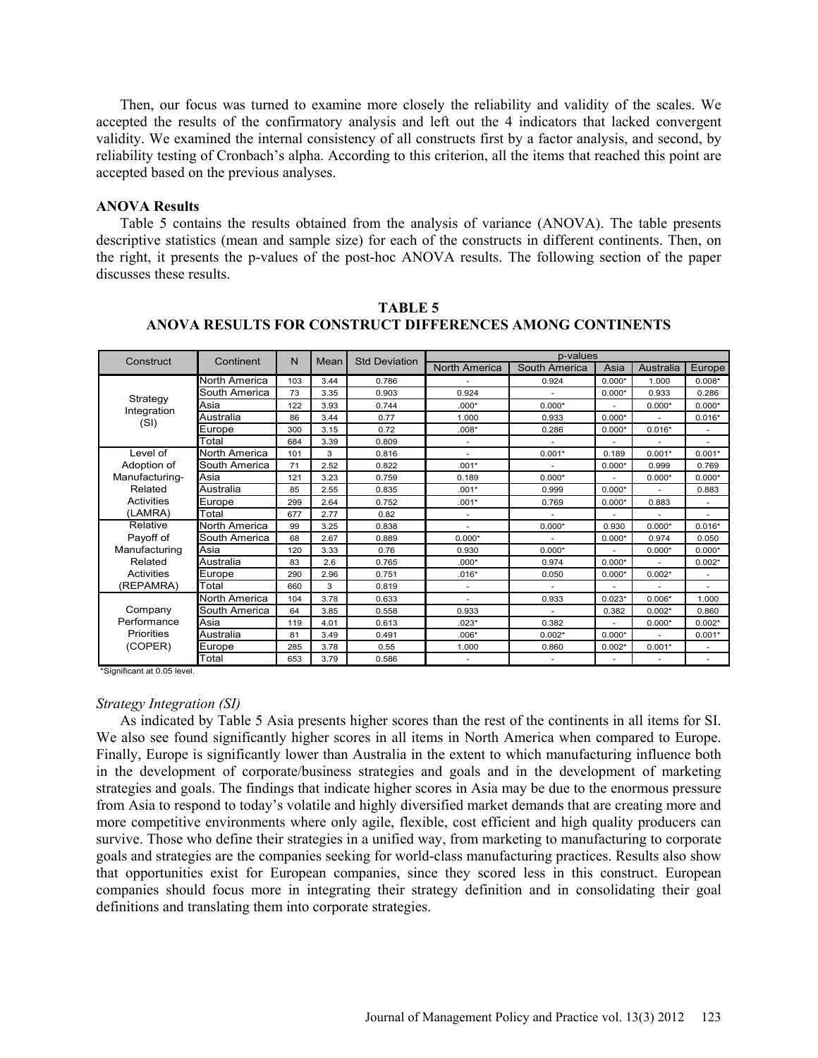Then, our focus was turned to examine more closely the reliability and validity of the scales. We accepted the results of the confirmatory analysis and left out the 4 indicators that lacked convergent validity. We examined the internal consistency of all constructs first by a factor analysis, and second, by reliability testing of Cronbach's alpha. According to this criterion, all the items that reached this point are accepted based on the previous analyses.

**ANOVA Results**

Table 5 contains the results obtained from the analysis of variance (ANOVA). The table presents descriptive statistics (mean and sample size) for each of the constructs in different continents. Then, on the right, it presents the p-values of the post-hoc ANOVA results. The following section of the paper discusses these results.

**TABLE 5**
**ANOVA RESULTS FOR CONSTRUCT DIFFERENCES AMONG CONTINENTS**

| Construct | Continent | N | Mean | Std Deviation | p-values | | | | |
|---|---|---|---|---|---|---|---|---|---|
| | | | | | North America | South America | Asia | Australia | Europe |
| Strategy Integration (SI) | North America | 103 | 3.44 | 0.786 | - | 0.924 | 0.000* | 1.000 | 0.008* |
| | South America | 73 | 3.35 | 0.903 | 0.924 | - | 0.000* | 0.933 | 0.286 |
| | Asia | 122 | 3.93 | 0.744 | .000* | 0.000* | - | 0.000* | 0.000* |
| | Australia | 86 | 3.44 | 0.77 | 1.000 | 0.933 | 0.000* | - | 0.016* |
| | Europe | 300 | 3.15 | 0.72 | .008* | 0.286 | 0.000* | 0.016* | - |
| | Total | 684 | 3.39 | 0.809 | - | - | - | - | - |
| Level of Adoption of Manufacturing-Related Activities (LAMRA) | North America | 101 | 3 | 0.816 | - | 0.001* | 0.189 | 0.001* | 0.001* |
| | South America | 71 | 2.52 | 0.822 | .001* | - | 0.000* | 0.999 | 0.769 |
| | Asia | 121 | 3.23 | 0.759 | 0.189 | 0.000* | - | 0.000* | 0.000* |
| | Australia | 85 | 2.55 | 0.835 | .001* | 0.999 | 0.000* | - | 0.883 |
| | Europe | 299 | 2.64 | 0.752 | .001* | 0.769 | 0.000* | 0.883 | - |
| | Total | 677 | 2.77 | 0.82 | - | - | - | - | - |
| Relative Payoff of Manufacturing Related Activities (REPAMRA) | North America | 99 | 3.25 | 0.838 | - | 0.000* | 0.930 | 0.000* | 0.016* |
| | South America | 68 | 2.67 | 0.889 | 0.000* | - | 0.000* | 0.974 | 0.050 |
| | Asia | 120 | 3.33 | 0.76 | 0.930 | 0.000* | - | 0.000* | 0.000* |
| | Australia | 83 | 2.6 | 0.765 | .000* | 0.974 | 0.000* | - | 0.002* |
| | Europe | 290 | 2.96 | 0.751 | .016* | 0.050 | 0.000* | 0.002* | - |
| | Total | 660 | 3 | 0.819 | - | - | - | - | - |
| Company Performance Priorities (COPER) | North America | 104 | 3.78 | 0.633 | - | 0.933 | 0.023* | 0.006* | 1.000 |
| | South America | 64 | 3.85 | 0.558 | 0.933 | - | 0.382 | 0.002* | 0.860 |
| | Asia | 119 | 4.01 | 0.613 | .023* | 0.382 | - | 0.000* | 0.002* |
| | Australia | 81 | 3.49 | 0.491 | .006* | 0.002* | 0.000* | - | 0.001* |
| | Europe | 285 | 3.78 | 0.55 | 1.000 | 0.860 | 0.002* | 0.001* | - |
| | Total | 653 | 3.79 | 0.586 | - | - | - | - | - |

*Significant at 0.05 level.

*Strategy Integration (SI)*

As indicated by Table 5 Asia presents higher scores than the rest of the continents in all items for SI. We also see found significantly higher scores in all items in North America when compared to Europe. Finally, Europe is significantly lower than Australia in the extent to which manufacturing influence both in the development of corporate/business strategies and goals and in the development of marketing strategies and goals. The findings that indicate higher scores in Asia may be due to the enormous pressure from Asia to respond to today's volatile and highly diversified market demands that are creating more and more competitive environments where only agile, flexible, cost efficient and high quality producers can survive. Those who define their strategies in a unified way, from marketing to manufacturing to corporate goals and strategies are the companies seeking for world-class manufacturing practices. Results also show that opportunities exist for European companies, since they scored less in this construct. European companies should focus more in integrating their strategy definition and in consolidating their goal definitions and translating them into corporate strategies.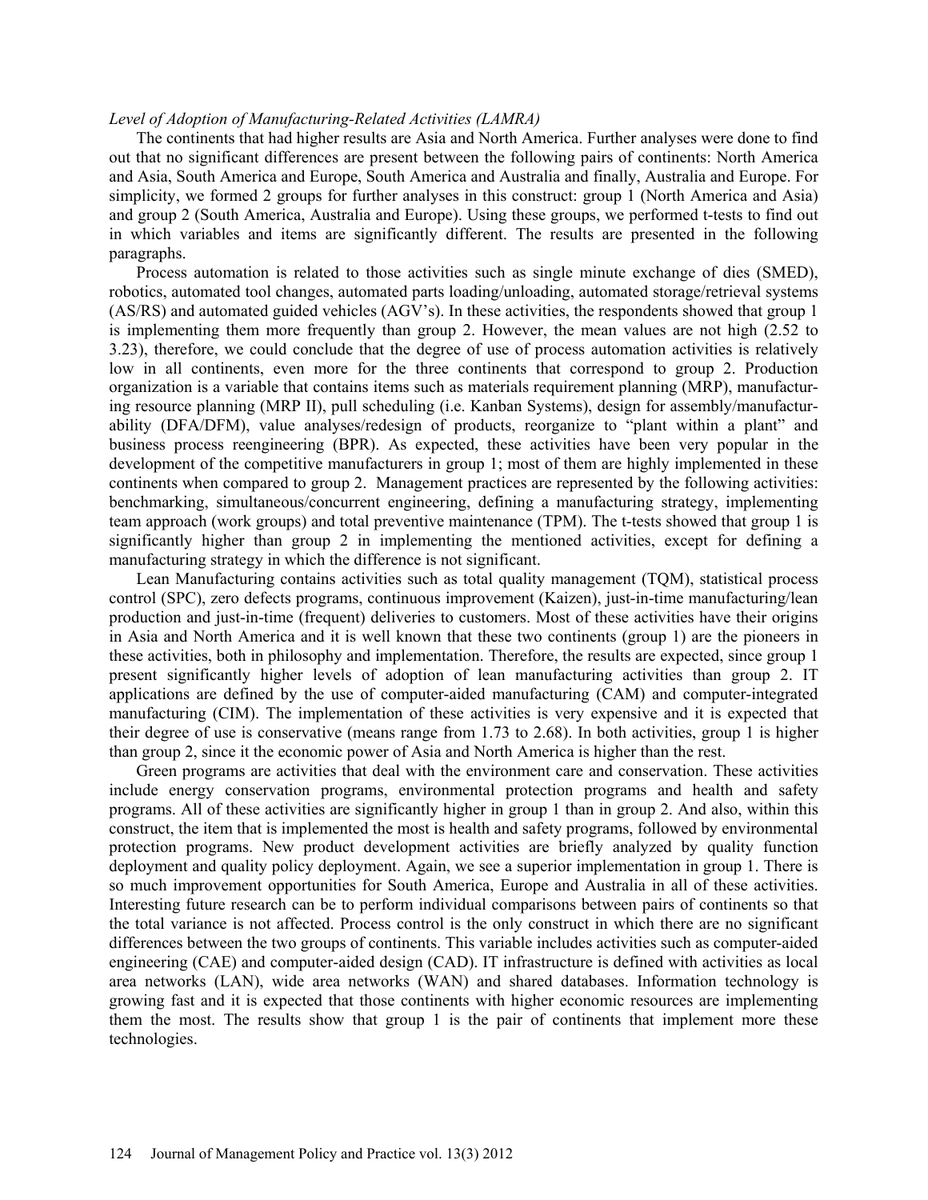*Level of Adoption of Manufacturing-Related Activities (LAMRA)*

The continents that had higher results are Asia and North America. Further analyses were done to find out that no significant differences are present between the following pairs of continents: North America and Asia, South America and Europe, South America and Australia and finally, Australia and Europe. For simplicity, we formed 2 groups for further analyses in this construct: group 1 (North America and Asia) and group 2 (South America, Australia and Europe). Using these groups, we performed t-tests to find out in which variables and items are significantly different. The results are presented in the following paragraphs.

Process automation is related to those activities such as single minute exchange of dies (SMED), robotics, automated tool changes, automated parts loading/unloading, automated storage/retrieval systems (AS/RS) and automated guided vehicles (AGV's). In these activities, the respondents showed that group 1 is implementing them more frequently than group 2. However, the mean values are not high (2.52 to 3.23), therefore, we could conclude that the degree of use of process automation activities is relatively low in all continents, even more for the three continents that correspond to group 2. Production organization is a variable that contains items such as materials requirement planning (MRP), manufacturing resource planning (MRP II), pull scheduling (i.e. Kanban Systems), design for assembly/manufacturability (DFA/DFM), value analyses/redesign of products, reorganize to "plant within a plant" and business process reengineering (BPR). As expected, these activities have been very popular in the development of the competitive manufacturers in group 1; most of them are highly implemented in these continents when compared to group 2. Management practices are represented by the following activities: benchmarking, simultaneous/concurrent engineering, defining a manufacturing strategy, implementing team approach (work groups) and total preventive maintenance (TPM). The t-tests showed that group 1 is significantly higher than group 2 in implementing the mentioned activities, except for defining a manufacturing strategy in which the difference is not significant.

Lean Manufacturing contains activities such as total quality management (TQM), statistical process control (SPC), zero defects programs, continuous improvement (Kaizen), just-in-time manufacturing/lean production and just-in-time (frequent) deliveries to customers. Most of these activities have their origins in Asia and North America and it is well known that these two continents (group 1) are the pioneers in these activities, both in philosophy and implementation. Therefore, the results are expected, since group 1 present significantly higher levels of adoption of lean manufacturing activities than group 2. IT applications are defined by the use of computer-aided manufacturing (CAM) and computer-integrated manufacturing (CIM). The implementation of these activities is very expensive and it is expected that their degree of use is conservative (means range from 1.73 to 2.68). In both activities, group 1 is higher than group 2, since it the economic power of Asia and North America is higher than the rest.

Green programs are activities that deal with the environment care and conservation. These activities include energy conservation programs, environmental protection programs and health and safety programs. All of these activities are significantly higher in group 1 than in group 2. And also, within this construct, the item that is implemented the most is health and safety programs, followed by environmental protection programs. New product development activities are briefly analyzed by quality function deployment and quality policy deployment. Again, we see a superior implementation in group 1. There is so much improvement opportunities for South America, Europe and Australia in all of these activities. Interesting future research can be to perform individual comparisons between pairs of continents so that the total variance is not affected. Process control is the only construct in which there are no significant differences between the two groups of continents. This variable includes activities such as computer-aided engineering (CAE) and computer-aided design (CAD). IT infrastructure is defined with activities as local area networks (LAN), wide area networks (WAN) and shared databases. Information technology is growing fast and it is expected that those continents with higher economic resources are implementing them the most. The results show that group 1 is the pair of continents that implement more these technologies.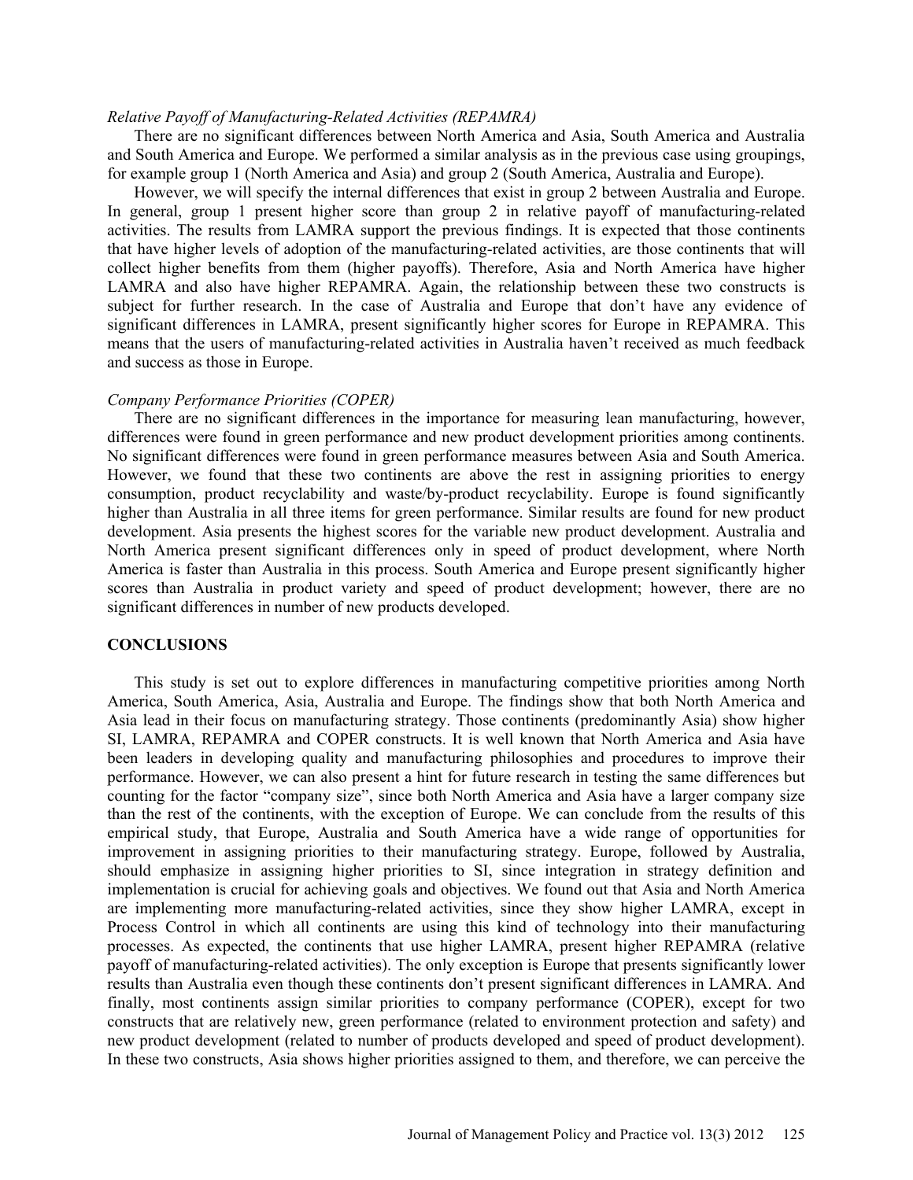*Relative Payoff of Manufacturing-Related Activities (REPAMRA)*

There are no significant differences between North America and Asia, South America and Australia and South America and Europe. We performed a similar analysis as in the previous case using groupings, for example group 1 (North America and Asia) and group 2 (South America, Australia and Europe).

However, we will specify the internal differences that exist in group 2 between Australia and Europe. In general, group 1 present higher score than group 2 in relative payoff of manufacturing-related activities. The results from LAMRA support the previous findings. It is expected that those continents that have higher levels of adoption of the manufacturing-related activities, are those continents that will collect higher benefits from them (higher payoffs). Therefore, Asia and North America have higher LAMRA and also have higher REPAMRA. Again, the relationship between these two constructs is subject for further research. In the case of Australia and Europe that don't have any evidence of significant differences in LAMRA, present significantly higher scores for Europe in REPAMRA. This means that the users of manufacturing-related activities in Australia haven't received as much feedback and success as those in Europe.

*Company Performance Priorities (COPER)*

There are no significant differences in the importance for measuring lean manufacturing, however, differences were found in green performance and new product development priorities among continents. No significant differences were found in green performance measures between Asia and South America. However, we found that these two continents are above the rest in assigning priorities to energy consumption, product recyclability and waste/by-product recyclability. Europe is found significantly higher than Australia in all three items for green performance. Similar results are found for new product development. Asia presents the highest scores for the variable new product development. Australia and North America present significant differences only in speed of product development, where North America is faster than Australia in this process. South America and Europe present significantly higher scores than Australia in product variety and speed of product development; however, there are no significant differences in number of new products developed.

## CONCLUSIONS

This study is set out to explore differences in manufacturing competitive priorities among North America, South America, Asia, Australia and Europe. The findings show that both North America and Asia lead in their focus on manufacturing strategy. Those continents (predominantly Asia) show higher SI, LAMRA, REPAMRA and COPER constructs. It is well known that North America and Asia have been leaders in developing quality and manufacturing philosophies and procedures to improve their performance. However, we can also present a hint for future research in testing the same differences but counting for the factor "company size", since both North America and Asia have a larger company size than the rest of the continents, with the exception of Europe. We can conclude from the results of this empirical study, that Europe, Australia and South America have a wide range of opportunities for improvement in assigning priorities to their manufacturing strategy. Europe, followed by Australia, should emphasize in assigning higher priorities to SI, since integration in strategy definition and implementation is crucial for achieving goals and objectives. We found out that Asia and North America are implementing more manufacturing-related activities, since they show higher LAMRA, except in Process Control in which all continents are using this kind of technology into their manufacturing processes. As expected, the continents that use higher LAMRA, present higher REPAMRA (relative payoff of manufacturing-related activities). The only exception is Europe that presents significantly lower results than Australia even though these continents don't present significant differences in LAMRA. And finally, most continents assign similar priorities to company performance (COPER), except for two constructs that are relatively new, green performance (related to environment protection and safety) and new product development (related to number of products developed and speed of product development). In these two constructs, Asia shows higher priorities assigned to them, and therefore, we can perceive the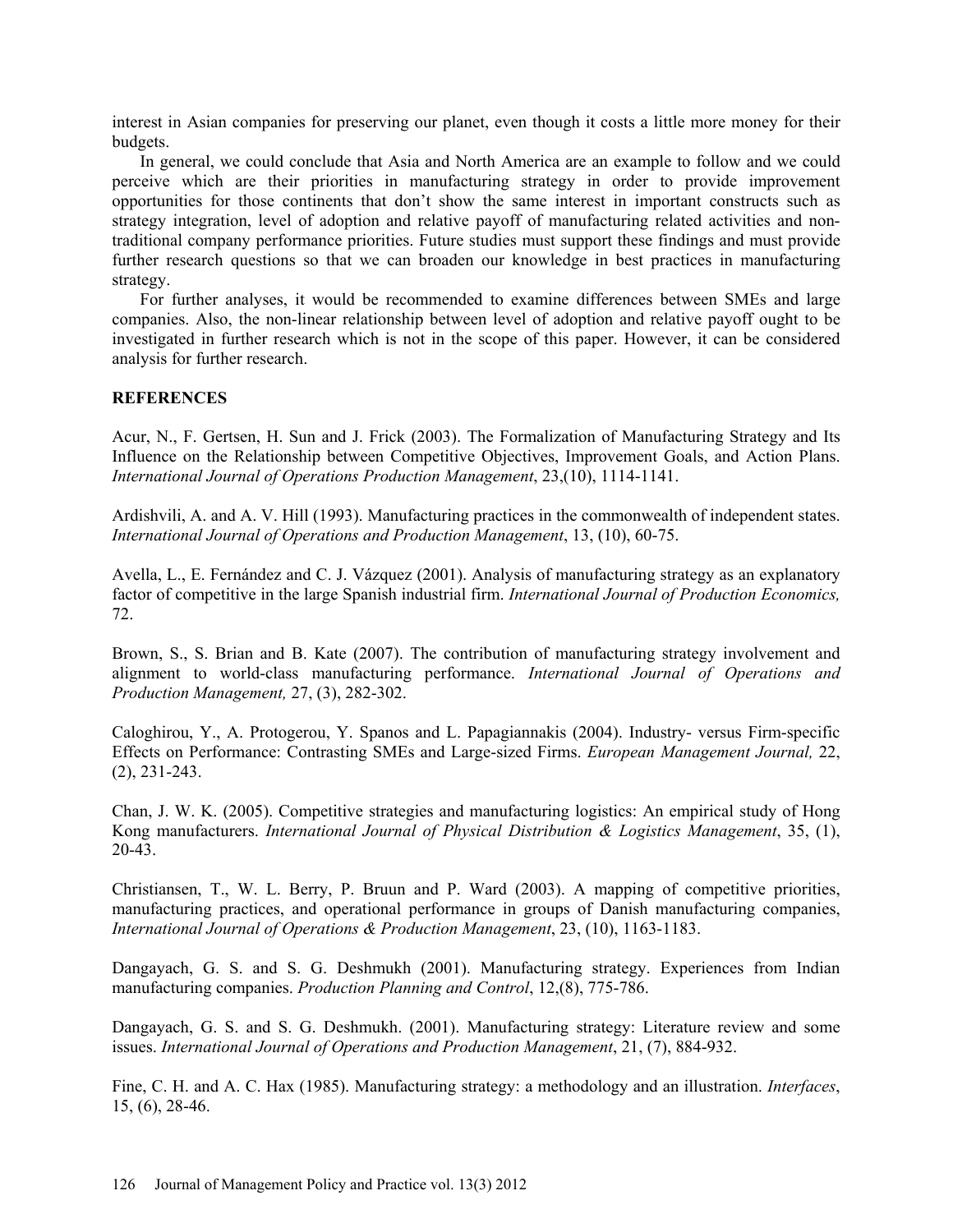interest in Asian companies for preserving our planet, even though it costs a little more money for their budgets.

In general, we could conclude that Asia and North America are an example to follow and we could perceive which are their priorities in manufacturing strategy in order to provide improvement opportunities for those continents that don't show the same interest in important constructs such as strategy integration, level of adoption and relative payoff of manufacturing related activities and non-traditional company performance priorities. Future studies must support these findings and must provide further research questions so that we can broaden our knowledge in best practices in manufacturing strategy.

For further analyses, it would be recommended to examine differences between SMEs and large companies. Also, the non-linear relationship between level of adoption and relative payoff ought to be investigated in further research which is not in the scope of this paper. However, it can be considered analysis for further research.

## REFERENCES

Acur, N., F. Gertsen, H. Sun and J. Frick (2003). The Formalization of Manufacturing Strategy and Its Influence on the Relationship between Competitive Objectives, Improvement Goals, and Action Plans. *International Journal of Operations Production Management*, 23,(10), 1114-1141.

Ardishvili, A. and A. V. Hill (1993). Manufacturing practices in the commonwealth of independent states. *International Journal of Operations and Production Management*, 13, (10), 60-75.

Avella, L., E. Fernández and C. J. Vázquez (2001). Analysis of manufacturing strategy as an explanatory factor of competitive in the large Spanish industrial firm. *International Journal of Production Economics,* 72.

Brown, S., S. Brian and B. Kate (2007). The contribution of manufacturing strategy involvement and alignment to world-class manufacturing performance. *International Journal of Operations and Production Management,* 27, (3), 282-302.

Caloghirou, Y., A. Protogerou, Y. Spanos and L. Papagiannakis (2004). Industry- versus Firm-specific Effects on Performance: Contrasting SMEs and Large-sized Firms. *European Management Journal,* 22, (2), 231-243.

Chan, J. W. K. (2005). Competitive strategies and manufacturing logistics: An empirical study of Hong Kong manufacturers. *International Journal of Physical Distribution & Logistics Management*, 35, (1), 20-43.

Christiansen, T., W. L. Berry, P. Bruun and P. Ward (2003). A mapping of competitive priorities, manufacturing practices, and operational performance in groups of Danish manufacturing companies, *International Journal of Operations & Production Management*, 23, (10), 1163-1183.

Dangayach, G. S. and S. G. Deshmukh (2001). Manufacturing strategy. Experiences from Indian manufacturing companies. *Production Planning and Control*, 12,(8), 775-786.

Dangayach, G. S. and S. G. Deshmukh. (2001). Manufacturing strategy: Literature review and some issues. *International Journal of Operations and Production Management*, 21, (7), 884-932.

Fine, C. H. and A. C. Hax (1985). Manufacturing strategy: a methodology and an illustration. *Interfaces*, 15, (6), 28-46.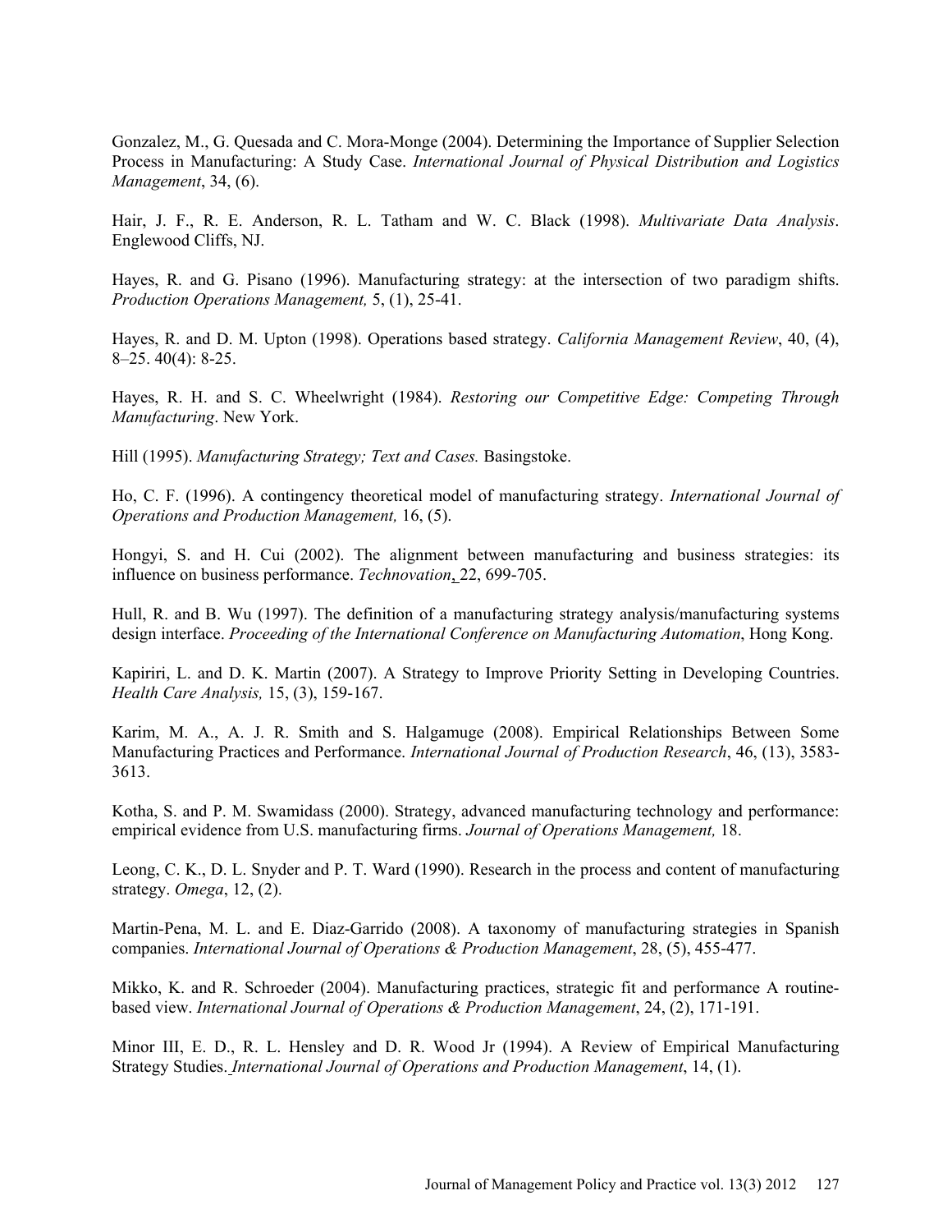Gonzalez, M., G. Quesada and C. Mora-Monge (2004). Determining the Importance of Supplier Selection Process in Manufacturing: A Study Case. *International Journal of Physical Distribution and Logistics Management*, 34, (6).

Hair, J. F., R. E. Anderson, R. L. Tatham and W. C. Black (1998). *Multivariate Data Analysis*. Englewood Cliffs, NJ.

Hayes, R. and G. Pisano (1996). Manufacturing strategy: at the intersection of two paradigm shifts. *Production Operations Management,* 5, (1), 25-41.

Hayes, R. and D. M. Upton (1998). Operations based strategy. *California Management Review*, 40, (4), 8–25. 40(4): 8-25.

Hayes, R. H. and S. C. Wheelwright (1984). *Restoring our Competitive Edge: Competing Through Manufacturing*. New York.

Hill (1995). *Manufacturing Strategy; Text and Cases.* Basingstoke.

Ho, C. F. (1996). A contingency theoretical model of manufacturing strategy. *International Journal of Operations and Production Management,* 16, (5).

Hongyi, S. and H. Cui (2002). The alignment between manufacturing and business strategies: its influence on business performance. *Technovation*, 22, 699-705.

Hull, R. and B. Wu (1997). The definition of a manufacturing strategy analysis/manufacturing systems design interface. *Proceeding of the International Conference on Manufacturing Automation*, Hong Kong.

Kapiriri, L. and D. K. Martin (2007). A Strategy to Improve Priority Setting in Developing Countries. *Health Care Analysis,* 15, (3), 159-167.

Karim, M. A., A. J. R. Smith and S. Halgamuge (2008). Empirical Relationships Between Some Manufacturing Practices and Performance. *International Journal of Production Research*, 46, (13), 3583-3613.

Kotha, S. and P. M. Swamidass (2000). Strategy, advanced manufacturing technology and performance: empirical evidence from U.S. manufacturing firms. *Journal of Operations Management,* 18.

Leong, C. K., D. L. Snyder and P. T. Ward (1990). Research in the process and content of manufacturing strategy. *Omega*, 12, (2).

Martin-Pena, M. L. and E. Diaz-Garrido (2008). A taxonomy of manufacturing strategies in Spanish companies. *International Journal of Operations & Production Management*, 28, (5), 455-477.

Mikko, K. and R. Schroeder (2004). Manufacturing practices, strategic fit and performance A routine-based view. *International Journal of Operations & Production Management*, 24, (2), 171-191.

Minor III, E. D., R. L. Hensley and D. R. Wood Jr (1994). A Review of Empirical Manufacturing Strategy Studies. *International Journal of Operations and Production Management*, 14, (1).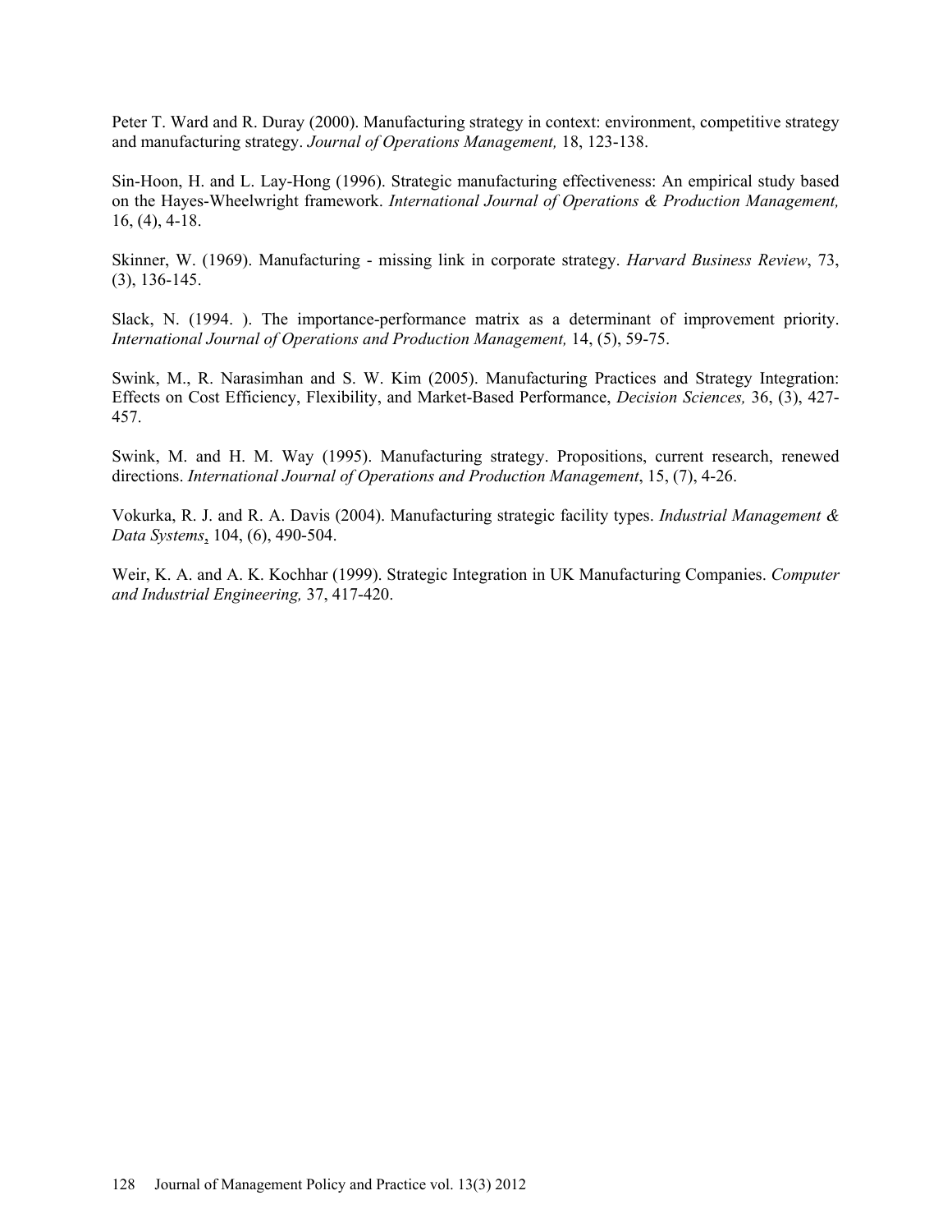Peter T. Ward and R. Duray (2000). Manufacturing strategy in context: environment, competitive strategy and manufacturing strategy. *Journal of Operations Management,* 18, 123-138.

Sin-Hoon, H. and L. Lay-Hong (1996). Strategic manufacturing effectiveness: An empirical study based on the Hayes-Wheelwright framework. *International Journal of Operations & Production Management,* 16, (4), 4-18.

Skinner, W. (1969). Manufacturing - missing link in corporate strategy. *Harvard Business Review*, 73, (3), 136-145.

Slack, N. (1994. ). The importance-performance matrix as a determinant of improvement priority. *International Journal of Operations and Production Management,* 14, (5), 59-75.

Swink, M., R. Narasimhan and S. W. Kim (2005). Manufacturing Practices and Strategy Integration: Effects on Cost Efficiency, Flexibility, and Market-Based Performance, *Decision Sciences,* 36, (3), 427-457.

Swink, M. and H. M. Way (1995). Manufacturing strategy. Propositions, current research, renewed directions. *International Journal of Operations and Production Management*, 15, (7), 4-26.

Vokurka, R. J. and R. A. Davis (2004). Manufacturing strategic facility types. *Industrial Management & Data Systems*, 104, (6), 490-504.

Weir, K. A. and A. K. Kochhar (1999). Strategic Integration in UK Manufacturing Companies. *Computer and Industrial Engineering,* 37, 417-420.